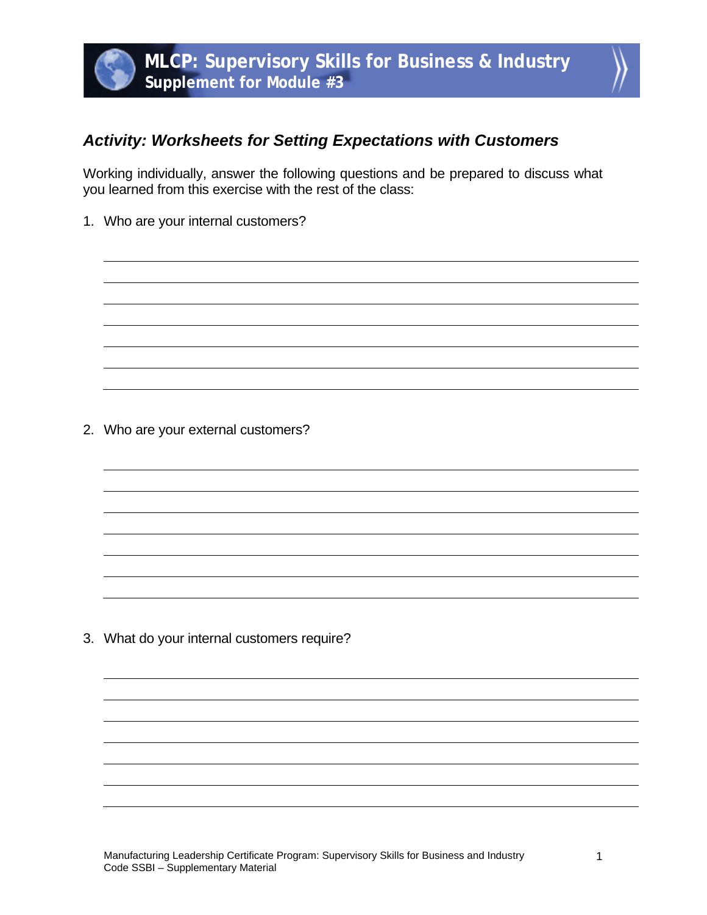# MLCP: Supervisory Skills for Business & Industry
## Supplement for Module #3

### *Activity: Worksheets for Setting Expectations with Customers*

Working individually, answer the following questions and be prepared to discuss what you learned from this exercise with the rest of the class:

1. Who are your internal customers?

2. Who are your external customers?

3. What do your internal customers require?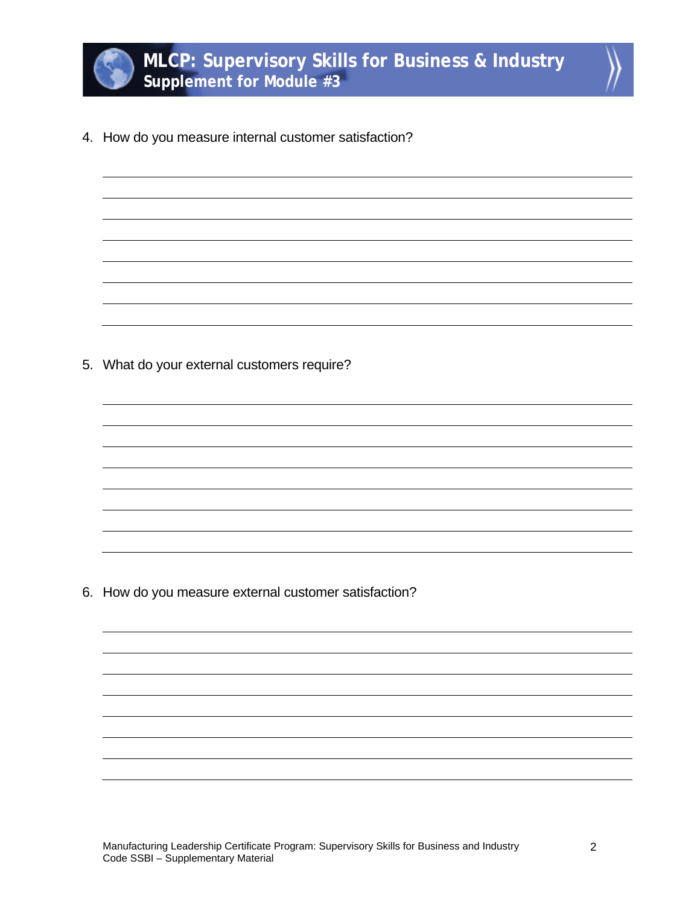4. How do you measure internal customer satisfaction?

5. What do your external customers require?

6. How do you measure external customer satisfaction?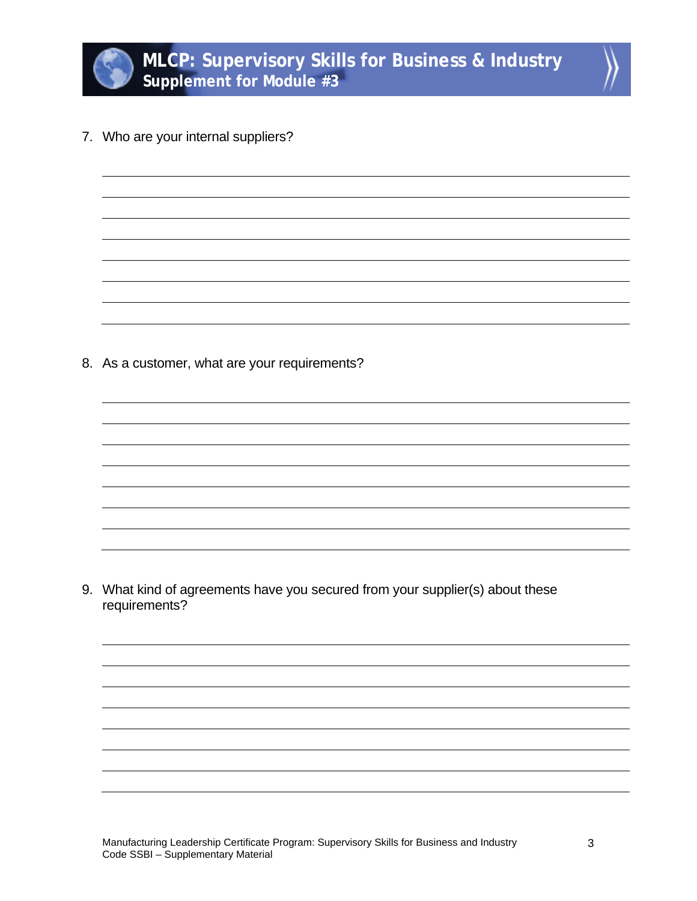7. Who are your internal suppliers?

8. As a customer, what are your requirements?

9. What kind of agreements have you secured from your supplier(s) about these requirements?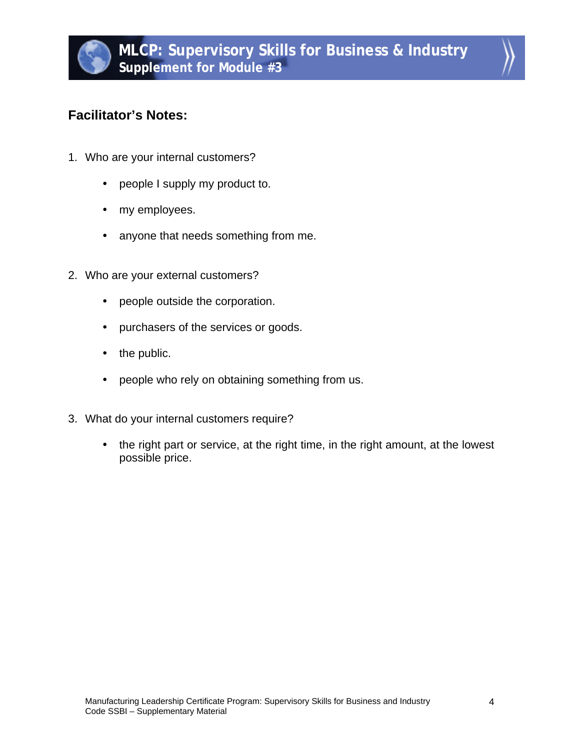## Facilitator's Notes:

1. Who are your internal customers?

   - people I supply my product to.
   - my employees.
   - anyone that needs something from me.

2. Who are your external customers?

   - people outside the corporation.
   - purchasers of the services or goods.
   - the public.
   - people who rely on obtaining something from us.

3. What do your internal customers require?

   - the right part or service, at the right time, in the right amount, at the lowest possible price.